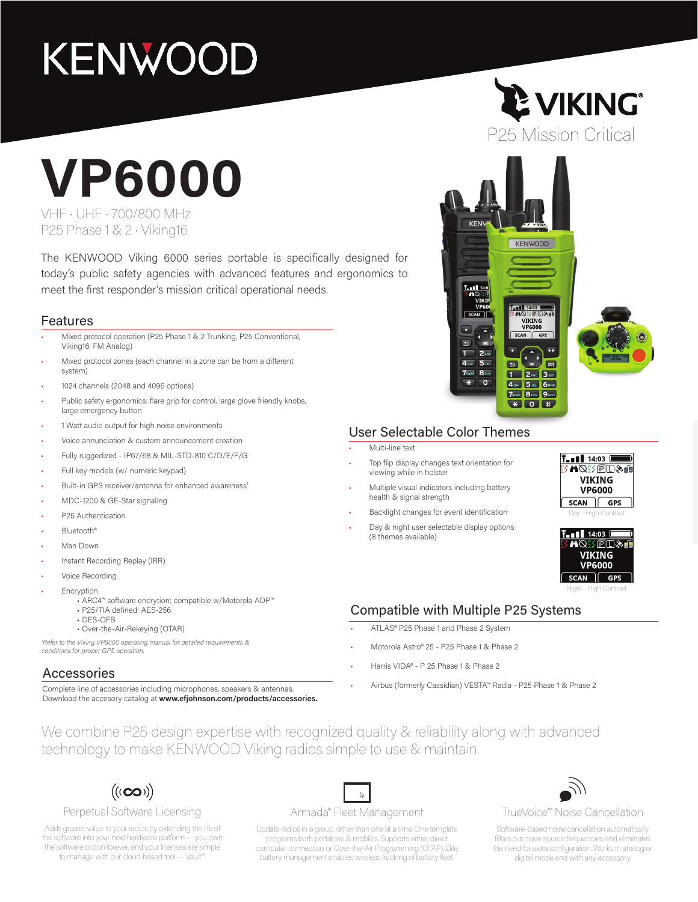# KENWOOD

VIKING®
P25 Mission Critical

# VP6000

VHF · UHF · 700/800 MHz
P25 Phase 1 & 2 · Viking16

The KENWOOD Viking 6000 series portable is specifically designed for today's public safety agencies with advanced features and ergonomics to meet the first responder's mission critical operational needs.

## Features

- Mixed protocol operation (P25 Phase 1 & 2 Trunking, P25 Conventional, Viking16, FM Analog)
- Mixed protocol zones (each channel in a zone can be from a different system)
- 1024 channels (2048 and 4096 options)
- Public safety ergonomics: flare grip for control, large glove friendly knobs, large emergency button
- 1 Watt audio output for high noise environments
- Voice annunciation & custom announcement creation
- Fully ruggedized - IP67/68 & MIL-STD-810 C/D/E/F/G
- Full key models (w/ numeric keypad)
- Built-in GPS receiver/antenna for enhanced awareness[1]
- MDC-1200 & GE-Star signaling
- P25 Authentication
- Bluetooth®
- Man Down
- Instant Recording Replay (IRR)
- Voice Recording
- Encryption
  - ARC4™ software encryption; compatible w/Motorola ADP™
  - P25/TIA defined: AES-256
  - DES-OFB
  - Over-the-Air-Rekeying (OTAR)

*[1]Refer to the Viking VP6000 operating manual for detailed requirements & conditions for proper GPS operation.*

## User Selectable Color Themes

- Multi-line text
- Top flip display changes text orientation for viewing while in holster
- Multiple visual indicators including battery health & signal strength
- Backlight changes for event identification
- Day & night user selectable display options (8 themes available)

Day - High Contrast

Night - High Contrast

## Compatible with Multiple P25 Systems

- ATLAS® P25 Phase 1 and Phase 2 System
- Motorola Astro® 25 - P25 Phase 1 & Phase 2
- Harris VIDA® - P 25 Phase 1 & Phase 2
- Airbus (formerly Cassidian) VESTA™ Radia - P25 Phase 1 & Phase 2

## Accessories

Complete line of accessories including microphones, speakers & antennas.
Download the accesory catalog at **www.efjohnson.com/products/accessories.**

We combine P25 design expertise with recognized quality & reliability along with advanced technology to make KENWOOD Viking radios simple to use & maintain.

### Perpetual Software Licensing

Adds greater value to your radios by extending the life of the software into your next hardware platform — you own the software option forever, and your licenses are simple to manage with our cloud-based tool — Vault™.

### Armada® Fleet Management

Update radios in a group rather than one at a time. One template programs both portables & mobiles. Supports either direct computer connection or Over-the-Air Programming (OTAP). Elite battery management enables wireless tracking of battery fleet.

### TrueVoice™ Noise Cancellation

Software-based noise cancellation automatically filters out noise source frequencies and eliminates the need for extra configuration. Works in analog or digital mode and with any accessory.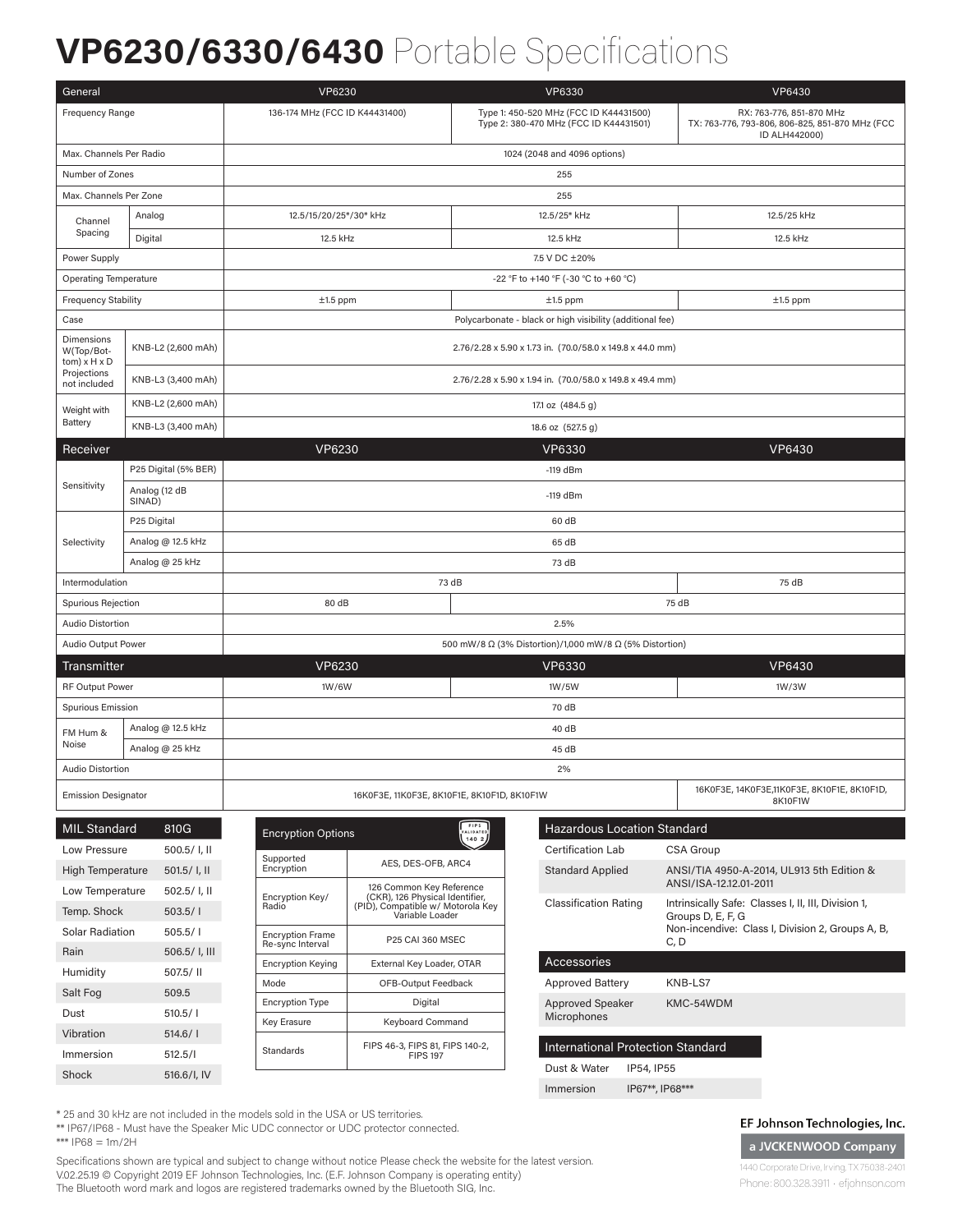# VP6230/6330/6430 Portable Specifications

| General | | VP6230 | VP6330 | VP6430 |
|---|---|---|---|---|
| Frequency Range | | 136-174 MHz (FCC ID K44431400) | Type 1: 450-520 MHz (FCC ID K44431500) Type 2: 380-470 MHz (FCC ID K44431501) | RX: 763-776, 851-870 MHz TX: 763-776, 793-806, 806-825, 851-870 MHz (FCC ID ALH442000) |
| Max. Channels Per Radio | | 1024 (2048 and 4096 options) | | |
| Number of Zones | | 255 | | |
| Max. Channels Per Zone | | 255 | | |
| Channel Spacing | Analog | 12.5/15/20/25*/30* kHz | 12.5/25* kHz | 12.5/25 kHz |
| | Digital | 12.5 kHz | 12.5 kHz | 12.5 kHz |
| Power Supply | | 7.5 V DC ±20% | | |
| Operating Temperature | | -22 °F to +140 °F (-30 °C to +60 °C) | | |
| Frequency Stability | | ±1.5 ppm | ±1.5 ppm | ±1.5 ppm |
| Case | | Polycarbonate - black or high visibility (additional fee) | | |
| Dimensions W(Top/Bottom) x H x D Projections not included | KNB-L2 (2,600 mAh) | 2.76/2.28 x 5.90 x 1.73 in. (70.0/58.0 x 149.8 x 44.0 mm) | | |
| | KNB-L3 (3,400 mAh) | 2.76/2.28 x 5.90 x 1.94 in. (70.0/58.0 x 149.8 x 49.4 mm) | | |
| Weight with Battery | KNB-L2 (2,600 mAh) | 17.1 oz (484.5 g) | | |
| | KNB-L3 (3,400 mAh) | 18.6 oz (527.5 g) | | |

| Receiver | | VP6230 | VP6330 | VP6430 |
|---|---|---|---|---|
| Sensitivity | P25 Digital (5% BER) | -119 dBm | | |
| | Analog (12 dB SINAD) | -119 dBm | | |
| Selectivity | P25 Digital | 60 dB | | |
| | Analog @ 12.5 kHz | 65 dB | | |
| | Analog @ 25 kHz | 73 dB | | |
| Intermodulation | | 73 dB | | 75 dB |
| Spurious Rejection | | 80 dB | 75 dB | |
| Audio Distortion | | 2.5% | | |
| Audio Output Power | | 500 mW/8 Ω (3% Distortion)/1,000 mW/8 Ω (5% Distortion) | | |

| Transmitter | | VP6230 | VP6330 | VP6430 |
|---|---|---|---|---|
| RF Output Power | | 1W/6W | 1W/5W | 1W/3W |
| Spurious Emission | | 70 dB | | |
| FM Hum & Noise | Analog @ 12.5 kHz | 40 dB | | |
| | Analog @ 25 kHz | 45 dB | | |
| Audio Distortion | | 2% | | |
| Emission Designator | | 16K0F3E, 11K0F3E, 8K10F1E, 8K10F1D, 8K10F1W | | 16K0F3E, 14K0F3E,11K0F3E, 8K10F1E, 8K10F1D, 8K10F1W |

| MIL Standard | 810G |
|---|---|
| Low Pressure | 500.5/ I, II |
| High Temperature | 501.5/ I, II |
| Low Temperature | 502.5/ I, II |
| Temp. Shock | 503.5/ I |
| Solar Radiation | 505.5/ I |
| Rain | 506.5/ I, III |
| Humidity | 507.5/ II |
| Salt Fog | 509.5 |
| Dust | 510.5/ I |
| Vibration | 514.6/ I |
| Immersion | 512.5/I |
| Shock | 516.6/I, IV |

| Encryption Options | FIPS VALIDATED 140-2 |
|---|---|
| Supported Encryption | AES, DES-OFB, ARC4 |
| Encryption Key/ Radio | 126 Common Key Reference (CKR), 126 Physical Identifier, (PID), Compatible w/ Motorola Key Variable Loader |
| Encryption Frame Re-sync Interval | P25 CAI 360 MSEC |
| Encryption Keying | External Key Loader, OTAR |
| Mode | OFB-Output Feedback |
| Encryption Type | Digital |
| Key Erasure | Keyboard Command |
| Standards | FIPS 46-3, FIPS 81, FIPS 140-2, FIPS 197 |

| Hazardous Location Standard | |
|---|---|
| Certification Lab | CSA Group |
| Standard Applied | ANSI/TIA 4950-A-2014, UL913 5th Edition & ANSI/ISA-12.12.01-2011 |
| Classification Rating | Intrinsically Safe: Classes I, II, III, Division 1, Groups D, E, F, G<br>Non-incendive: Class I, Division 2, Groups A, B, C, D |

| Accessories | |
|---|---|
| Approved Battery | KNB-LS7 |
| Approved Speaker Microphones | KMC-54WDM |

| International Protection Standard | |
|---|---|
| Dust & Water | IP54, IP55 |
| Immersion | IP67**, IP68*** |

* 25 and 30 kHz are not included in the models sold in the USA or US territories.
** IP67/IP68 - Must have the Speaker Mic UDC connector or UDC protector connected.
*** IP68 = 1m/2H

Specifications shown are typical and subject to change without notice Please check the website for the latest version.
V.02.25.19 © Copyright 2019 EF Johnson Technologies, Inc. (E.F. Johnson Company is operating entity)
The Bluetooth word mark and logos are registered trademarks owned by the Bluetooth SIG, Inc.

EF Johnson Technologies, Inc.
a JVCKENWOOD Company
1440 Corporate Drive, Irving, TX 75038-2401
Phone: 800.328.3911 · efjohnson.com